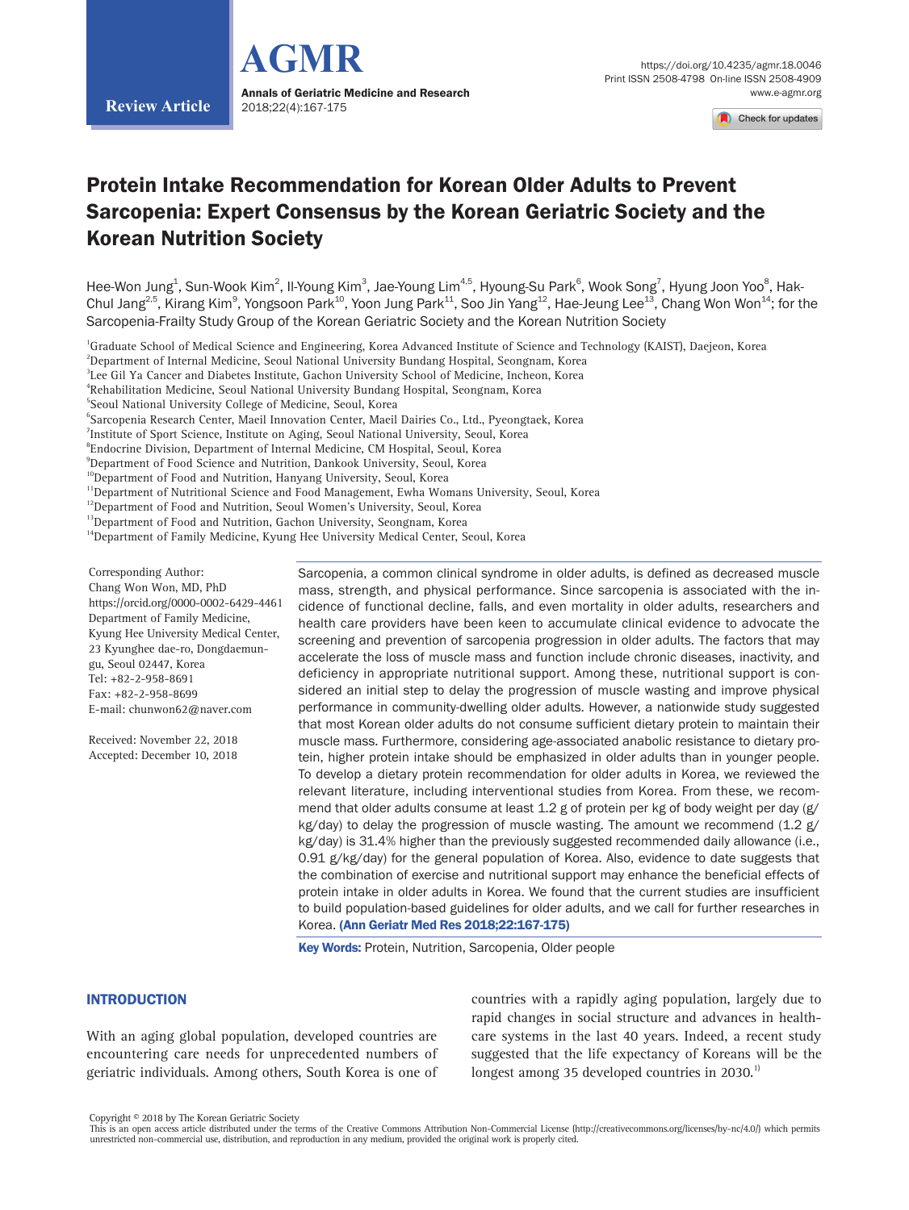Review Article

# Protein Intake Recommendation for Korean Older Adults to Prevent Sarcopenia: Expert Consensus by the Korean Geriatric Society and the Korean Nutrition Society

Hee-Won Jung[1], Sun-Wook Kim[2], Il-Young Kim[3], Jae-Young Lim[4,5], Hyoung-Su Park[6], Wook Song[7], Hyung Joon Yoo[8], Hak-Chul Jang[2,5], Kirang Kim[9], Yongsoon Park[10], Yoon Jung Park[11], Soo Jin Yang[12], Hae-Jeung Lee[13], Chang Won Won[14]; for the Sarcopenia-Frailty Study Group of the Korean Geriatric Society and the Korean Nutrition Society

[1]Graduate School of Medical Science and Engineering, Korea Advanced Institute of Science and Technology (KAIST), Daejeon, Korea
[2]Department of Internal Medicine, Seoul National University Bundang Hospital, Seongnam, Korea
[3]Lee Gil Ya Cancer and Diabetes Institute, Gachon University School of Medicine, Incheon, Korea
[4]Rehabilitation Medicine, Seoul National University Bundang Hospital, Seongnam, Korea
[5]Seoul National University College of Medicine, Seoul, Korea
[6]Sarcopenia Research Center, Maeil Innovation Center, Maeil Dairies Co., Ltd., Pyeongtaek, Korea
[7]Institute of Sport Science, Institute on Aging, Seoul National University, Seoul, Korea
[8]Endocrine Division, Department of Internal Medicine, CM Hospital, Seoul, Korea
[9]Department of Food Science and Nutrition, Dankook University, Seoul, Korea
[10]Department of Food and Nutrition, Hanyang University, Seoul, Korea
[11]Department of Nutritional Science and Food Management, Ewha Womans University, Seoul, Korea
[12]Department of Food and Nutrition, Seoul Women's University, Seoul, Korea
[13]Department of Food and Nutrition, Gachon University, Seongnam, Korea
[14]Department of Family Medicine, Kyung Hee University Medical Center, Seoul, Korea

Corresponding Author:
Chang Won Won, MD, PhD
https://orcid.org/0000-0002-6429-4461
Department of Family Medicine, Kyung Hee University Medical Center, 23 Kyunghee dae-ro, Dongdaemun-gu, Seoul 02447, Korea
Tel: +82-2-958-8691
Fax: +82-2-958-8699
E-mail: chunwon62@naver.com

Received: November 22, 2018
Accepted: December 10, 2018

Sarcopenia, a common clinical syndrome in older adults, is defined as decreased muscle mass, strength, and physical performance. Since sarcopenia is associated with the incidence of functional decline, falls, and even mortality in older adults, researchers and health care providers have been keen to accumulate clinical evidence to advocate the screening and prevention of sarcopenia progression in older adults. The factors that may accelerate the loss of muscle mass and function include chronic diseases, inactivity, and deficiency in appropriate nutritional support. Among these, nutritional support is considered an initial step to delay the progression of muscle wasting and improve physical performance in community-dwelling older adults. However, a nationwide study suggested that most Korean older adults do not consume sufficient dietary protein to maintain their muscle mass. Furthermore, considering age-associated anabolic resistance to dietary protein, higher protein intake should be emphasized in older adults than in younger people. To develop a dietary protein recommendation for older adults in Korea, we reviewed the relevant literature, including interventional studies from Korea. From these, we recommend that older adults consume at least 1.2 g of protein per kg of body weight per day (g/kg/day) to delay the progression of muscle wasting. The amount we recommend (1.2 g/kg/day) is 31.4% higher than the previously suggested recommended daily allowance (i.e., 0.91 g/kg/day) for the general population of Korea. Also, evidence to date suggests that the combination of exercise and nutritional support may enhance the beneficial effects of protein intake in older adults in Korea. We found that the current studies are insufficient to build population-based guidelines for older adults, and we call for further researches in Korea. **(Ann Geriatr Med Res 2018;22:167-175)**

**Key Words:** Protein, Nutrition, Sarcopenia, Older people

## INTRODUCTION

With an aging global population, developed countries are encountering care needs for unprecedented numbers of geriatric individuals. Among others, South Korea is one of countries with a rapidly aging population, largely due to rapid changes in social structure and advances in healthcare systems in the last 40 years. Indeed, a recent study suggested that the life expectancy of Koreans will be the longest among 35 developed countries in 2030.[1)]

Copyright © 2018 by The Korean Geriatric Society
This is an open access article distributed under the terms of the Creative Commons Attribution Non-Commercial License (http://creativecommons.org/licenses/by-nc/4.0/) which permits unrestricted non-commercial use, distribution, and reproduction in any medium, provided the original work is properly cited.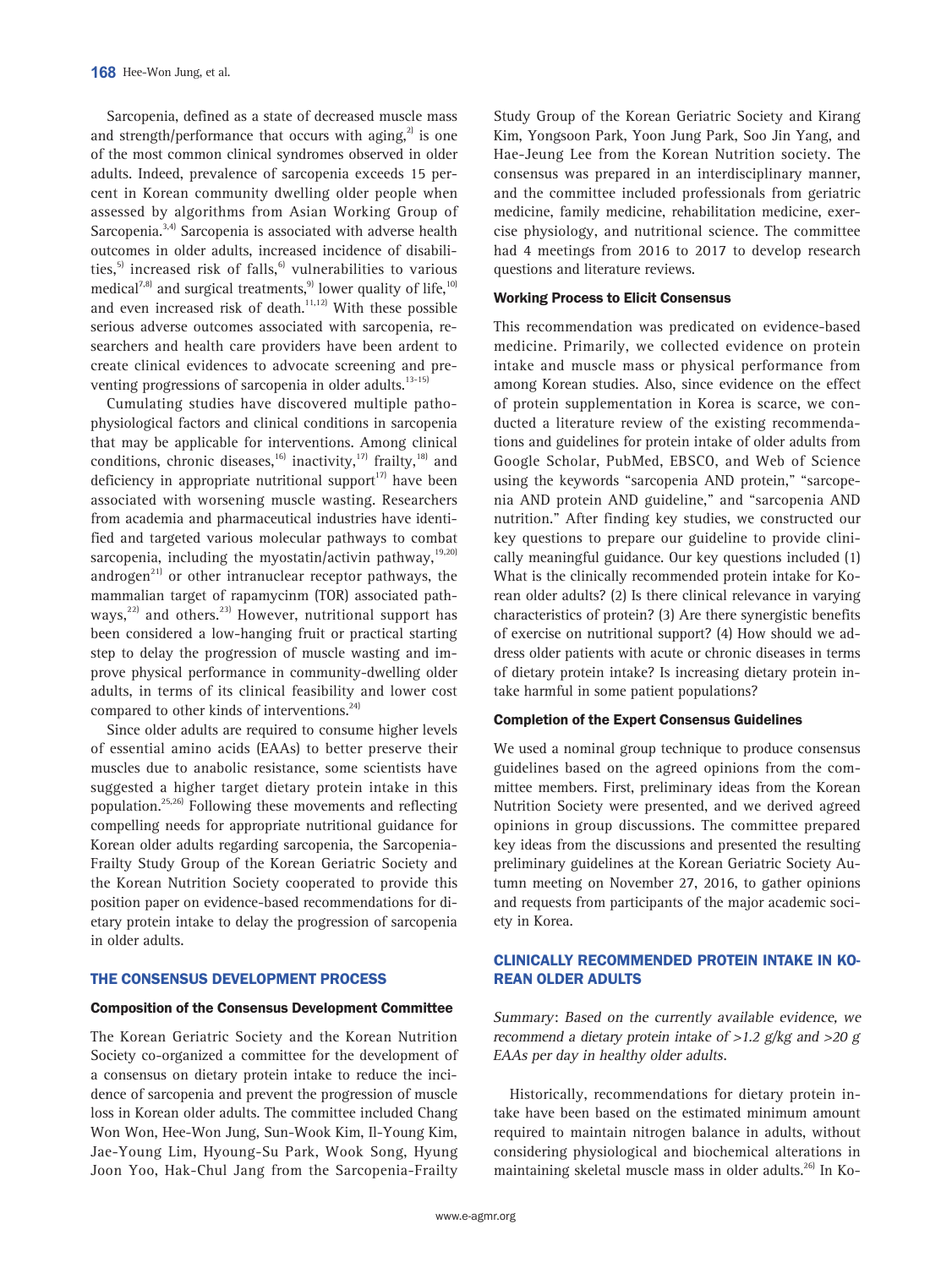Sarcopenia, defined as a state of decreased muscle mass and strength/performance that occurs with aging,[2] is one of the most common clinical syndromes observed in older adults. Indeed, prevalence of sarcopenia exceeds 15 percent in Korean community dwelling older people when assessed by algorithms from Asian Working Group of Sarcopenia.[3,4] Sarcopenia is associated with adverse health outcomes in older adults, increased incidence of disabilities,[5] increased risk of falls,[6] vulnerabilities to various medical[7,8] and surgical treatments,[9] lower quality of life,[10] and even increased risk of death.[11,12] With these possible serious adverse outcomes associated with sarcopenia, researchers and health care providers have been ardent to create clinical evidences to advocate screening and preventing progressions of sarcopenia in older adults.[13-15]

Cumulating studies have discovered multiple pathophysiological factors and clinical conditions in sarcopenia that may be applicable for interventions. Among clinical conditions, chronic diseases,[16] inactivity,[17] frailty,[18] and deficiency in appropriate nutritional support[17] have been associated with worsening muscle wasting. Researchers from academia and pharmaceutical industries have identified and targeted various molecular pathways to combat sarcopenia, including the myostatin/activin pathway,[19,20] androgen[21] or other intranuclear receptor pathways, the mammalian target of rapamycinm (TOR) associated pathways,[22] and others.[23] However, nutritional support has been considered a low-hanging fruit or practical starting step to delay the progression of muscle wasting and improve physical performance in community-dwelling older adults, in terms of its clinical feasibility and lower cost compared to other kinds of interventions.[24]

Since older adults are required to consume higher levels of essential amino acids (EAAs) to better preserve their muscles due to anabolic resistance, some scientists have suggested a higher target dietary protein intake in this population.[25,26] Following these movements and reflecting compelling needs for appropriate nutritional guidance for Korean older adults regarding sarcopenia, the Sarcopenia-Frailty Study Group of the Korean Geriatric Society and the Korean Nutrition Society cooperated to provide this position paper on evidence-based recommendations for dietary protein intake to delay the progression of sarcopenia in older adults.

## THE CONSENSUS DEVELOPMENT PROCESS

### Composition of the Consensus Development Committee

The Korean Geriatric Society and the Korean Nutrition Society co-organized a committee for the development of a consensus on dietary protein intake to reduce the incidence of sarcopenia and prevent the progression of muscle loss in Korean older adults. The committee included Chang Won Won, Hee-Won Jung, Sun-Wook Kim, Il-Young Kim, Jae-Young Lim, Hyoung-Su Park, Wook Song, Hyung Joon Yoo, Hak-Chul Jang from the Sarcopenia-Frailty Study Group of the Korean Geriatric Society and Kirang Kim, Yongsoon Park, Yoon Jung Park, Soo Jin Yang, and Hae-Jeung Lee from the Korean Nutrition society. The consensus was prepared in an interdisciplinary manner, and the committee included professionals from geriatric medicine, family medicine, rehabilitation medicine, exercise physiology, and nutritional science. The committee had 4 meetings from 2016 to 2017 to develop research questions and literature reviews.

### Working Process to Elicit Consensus

This recommendation was predicated on evidence-based medicine. Primarily, we collected evidence on protein intake and muscle mass or physical performance from among Korean studies. Also, since evidence on the effect of protein supplementation in Korea is scarce, we conducted a literature review of the existing recommendations and guidelines for protein intake of older adults from Google Scholar, PubMed, EBSCO, and Web of Science using the keywords "sarcopenia AND protein," "sarcopenia AND protein AND guideline," and "sarcopenia AND nutrition." After finding key studies, we constructed our key questions to prepare our guideline to provide clinically meaningful guidance. Our key questions included (1) What is the clinically recommended protein intake for Korean older adults? (2) Is there clinical relevance in varying characteristics of protein? (3) Are there synergistic benefits of exercise on nutritional support? (4) How should we address older patients with acute or chronic diseases in terms of dietary protein intake? Is increasing dietary protein intake harmful in some patient populations?

### Completion of the Expert Consensus Guidelines

We used a nominal group technique to produce consensus guidelines based on the agreed opinions from the committee members. First, preliminary ideas from the Korean Nutrition Society were presented, and we derived agreed opinions in group discussions. The committee prepared key ideas from the discussions and presented the resulting preliminary guidelines at the Korean Geriatric Society Autumn meeting on November 27, 2016, to gather opinions and requests from participants of the major academic society in Korea.

## CLINICALLY RECOMMENDED PROTEIN INTAKE IN KOREAN OLDER ADULTS

*Summary: Based on the currently available evidence, we recommend a dietary protein intake of >1.2 g/kg and >20 g EAAs per day in healthy older adults.*

Historically, recommendations for dietary protein intake have been based on the estimated minimum amount required to maintain nitrogen balance in adults, without considering physiological and biochemical alterations in maintaining skeletal muscle mass in older adults.[26] In Ko-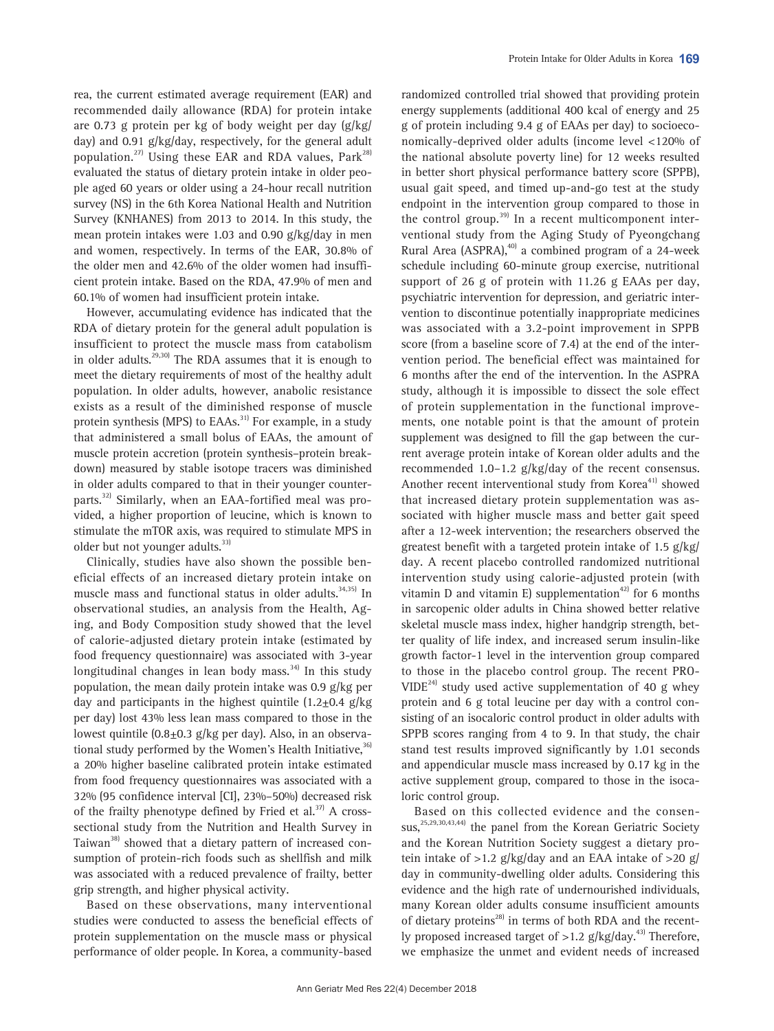rea, the current estimated average requirement (EAR) and recommended daily allowance (RDA) for protein intake are 0.73 g protein per kg of body weight per day (g/kg/day) and 0.91 g/kg/day, respectively, for the general adult population.[27] Using these EAR and RDA values, Park[28] evaluated the status of dietary protein intake in older people aged 60 years or older using a 24-hour recall nutrition survey (NS) in the 6th Korea National Health and Nutrition Survey (KNHANES) from 2013 to 2014. In this study, the mean protein intakes were 1.03 and 0.90 g/kg/day in men and women, respectively. In terms of the EAR, 30.8% of the older men and 42.6% of the older women had insufficient protein intake. Based on the RDA, 47.9% of men and 60.1% of women had insufficient protein intake.

However, accumulating evidence has indicated that the RDA of dietary protein for the general adult population is insufficient to protect the muscle mass from catabolism in older adults.[29,30] The RDA assumes that it is enough to meet the dietary requirements of most of the healthy adult population. In older adults, however, anabolic resistance exists as a result of the diminished response of muscle protein synthesis (MPS) to EAAs.[31] For example, in a study that administered a small bolus of EAAs, the amount of muscle protein accretion (protein synthesis–protein breakdown) measured by stable isotope tracers was diminished in older adults compared to that in their younger counterparts.[32] Similarly, when an EAA-fortified meal was provided, a higher proportion of leucine, which is known to stimulate the mTOR axis, was required to stimulate MPS in older but not younger adults.[33]

Clinically, studies have also shown the possible beneficial effects of an increased dietary protein intake on muscle mass and functional status in older adults.[34,35] In observational studies, an analysis from the Health, Aging, and Body Composition study showed that the level of calorie-adjusted dietary protein intake (estimated by food frequency questionnaire) was associated with 3-year longitudinal changes in lean body mass.[34] In this study population, the mean daily protein intake was 0.9 g/kg per day and participants in the highest quintile (1.2±0.4 g/kg per day) lost 43% less lean mass compared to those in the lowest quintile (0.8±0.3 g/kg per day). Also, in an observational study performed by the Women's Health Initiative,[36] a 20% higher baseline calibrated protein intake estimated from food frequency questionnaires was associated with a 32% (95 confidence interval [CI], 23%–50%) decreased risk of the frailty phenotype defined by Fried et al.[37] A cross-sectional study from the Nutrition and Health Survey in Taiwan[38] showed that a dietary pattern of increased consumption of protein-rich foods such as shellfish and milk was associated with a reduced prevalence of frailty, better grip strength, and higher physical activity.

Based on these observations, many interventional studies were conducted to assess the beneficial effects of protein supplementation on the muscle mass or physical performance of older people. In Korea, a community-based randomized controlled trial showed that providing protein energy supplements (additional 400 kcal of energy and 25 g of protein including 9.4 g of EAAs per day) to socioeconomically-deprived older adults (income level <120% of the national absolute poverty line) for 12 weeks resulted in better short physical performance battery score (SPPB), usual gait speed, and timed up-and-go test at the study endpoint in the intervention group compared to those in the control group.[39] In a recent multicomponent interventional study from the Aging Study of Pyeongchang Rural Area (ASPRA),[40] a combined program of a 24-week schedule including 60-minute group exercise, nutritional support of 26 g of protein with 11.26 g EAAs per day, psychiatric intervention for depression, and geriatric intervention to discontinue potentially inappropriate medicines was associated with a 3.2-point improvement in SPPB score (from a baseline score of 7.4) at the end of the intervention period. The beneficial effect was maintained for 6 months after the end of the intervention. In the ASPRA study, although it is impossible to dissect the sole effect of protein supplementation in the functional improvements, one notable point is that the amount of protein supplement was designed to fill the gap between the current average protein intake of Korean older adults and the recommended 1.0–1.2 g/kg/day of the recent consensus. Another recent interventional study from Korea[41] showed that increased dietary protein supplementation was associated with higher muscle mass and better gait speed after a 12-week intervention; the researchers observed the greatest benefit with a targeted protein intake of 1.5 g/kg/day. A recent placebo controlled randomized nutritional intervention study using calorie-adjusted protein (with vitamin D and vitamin E) supplementation[42] for 6 months in sarcopenic older adults in China showed better relative skeletal muscle mass index, higher handgrip strength, better quality of life index, and increased serum insulin-like growth factor-1 level in the intervention group compared to those in the placebo control group. The recent PROVIDE[24] study used active supplementation of 40 g whey protein and 6 g total leucine per day with a control consisting of an isocaloric control product in older adults with SPPB scores ranging from 4 to 9. In that study, the chair stand test results improved significantly by 1.01 seconds and appendicular muscle mass increased by 0.17 kg in the active supplement group, compared to those in the isocaloric control group.

Based on this collected evidence and the consensus,[25,29,30,43,44] the panel from the Korean Geriatric Society and the Korean Nutrition Society suggest a dietary protein intake of >1.2 g/kg/day and an EAA intake of >20 g/day in community-dwelling older adults. Considering this evidence and the high rate of undernourished individuals, many Korean older adults consume insufficient amounts of dietary proteins[28] in terms of both RDA and the recently proposed increased target of >1.2 g/kg/day.[43] Therefore, we emphasize the unmet and evident needs of increased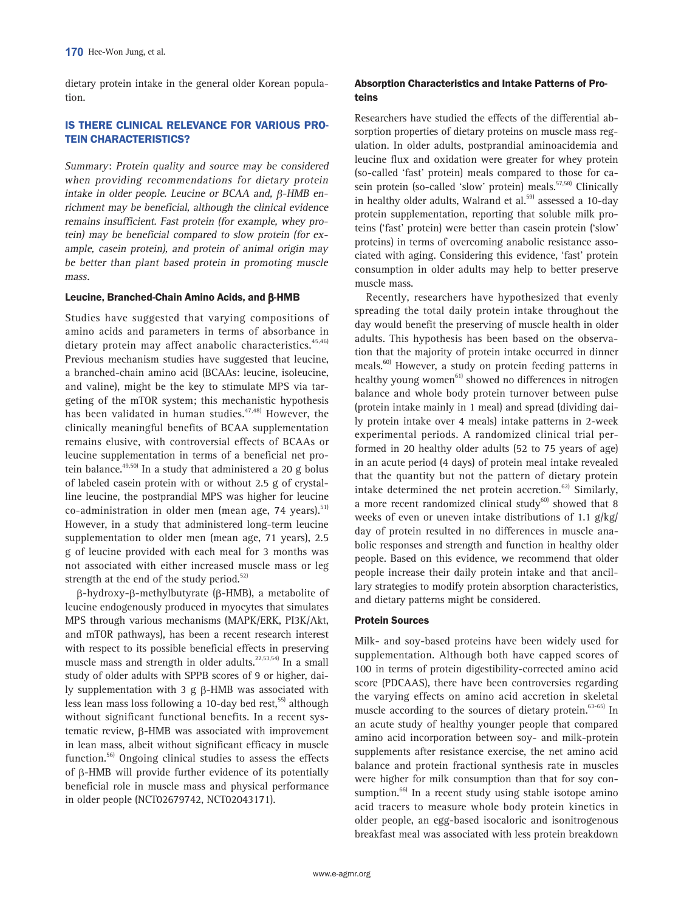dietary protein intake in the general older Korean population.

## IS THERE CLINICAL RELEVANCE FOR VARIOUS PROTEIN CHARACTERISTICS?

*Summary: Protein quality and source may be considered when providing recommendations for dietary protein intake in older people. Leucine or BCAA and, β-HMB enrichment may be beneficial, although the clinical evidence remains insufficient. Fast protein (for example, whey protein) may be beneficial compared to slow protein (for example, casein protein), and protein of animal origin may be better than plant based protein in promoting muscle mass.*

### Leucine, Branched-Chain Amino Acids, and β-HMB

Studies have suggested that varying compositions of amino acids and parameters in terms of absorbance in dietary protein may affect anabolic characteristics.[45,46] Previous mechanism studies have suggested that leucine, a branched-chain amino acid (BCAAs: leucine, isoleucine, and valine), might be the key to stimulate MPS via targeting of the mTOR system; this mechanistic hypothesis has been validated in human studies.[47,48] However, the clinically meaningful benefits of BCAA supplementation remains elusive, with controversial effects of BCAAs or leucine supplementation in terms of a beneficial net protein balance.[49,50] In a study that administered a 20 g bolus of labeled casein protein with or without 2.5 g of crystalline leucine, the postprandial MPS was higher for leucine co-administration in older men (mean age, 74 years).[51] However, in a study that administered long-term leucine supplementation to older men (mean age, 71 years), 2.5 g of leucine provided with each meal for 3 months was not associated with either increased muscle mass or leg strength at the end of the study period.[52]

β-hydroxy-β-methylbutyrate (β-HMB), a metabolite of leucine endogenously produced in myocytes that simulates MPS through various mechanisms (MAPK/ERK, PI3K/Akt, and mTOR pathways), has been a recent research interest with respect to its possible beneficial effects in preserving muscle mass and strength in older adults.[22,53,54] In a small study of older adults with SPPB scores of 9 or higher, daily supplementation with 3 g β-HMB was associated with less lean mass loss following a 10-day bed rest,[55] although without significant functional benefits. In a recent systematic review, β-HMB was associated with improvement in lean mass, albeit without significant efficacy in muscle function.[56] Ongoing clinical studies to assess the effects of β-HMB will provide further evidence of its potentially beneficial role in muscle mass and physical performance in older people (NCT02679742, NCT02043171).

### Absorption Characteristics and Intake Patterns of Proteins

Researchers have studied the effects of the differential absorption properties of dietary proteins on muscle mass regulation. In older adults, postprandial aminoacidemia and leucine flux and oxidation were greater for whey protein (so-called 'fast' protein) meals compared to those for casein protein (so-called 'slow' protein) meals.[57,58] Clinically in healthy older adults, Walrand et al.[59] assessed a 10-day protein supplementation, reporting that soluble milk proteins ('fast' protein) were better than casein protein ('slow' proteins) in terms of overcoming anabolic resistance associated with aging. Considering this evidence, 'fast' protein consumption in older adults may help to better preserve muscle mass.

Recently, researchers have hypothesized that evenly spreading the total daily protein intake throughout the day would benefit the preserving of muscle health in older adults. This hypothesis has been based on the observation that the majority of protein intake occurred in dinner meals.[60] However, a study on protein feeding patterns in healthy young women[61] showed no differences in nitrogen balance and whole body protein turnover between pulse (protein intake mainly in 1 meal) and spread (dividing daily protein intake over 4 meals) intake patterns in 2-week experimental periods. A randomized clinical trial performed in 20 healthy older adults (52 to 75 years of age) in an acute period (4 days) of protein meal intake revealed that the quantity but not the pattern of dietary protein intake determined the net protein accretion.[62] Similarly, a more recent randomized clinical study[60] showed that 8 weeks of even or uneven intake distributions of 1.1 g/kg/day of protein resulted in no differences in muscle anabolic responses and strength and function in healthy older people. Based on this evidence, we recommend that older people increase their daily protein intake and that ancillary strategies to modify protein absorption characteristics, and dietary patterns might be considered.

### Protein Sources

Milk- and soy-based proteins have been widely used for supplementation. Although both have capped scores of 100 in terms of protein digestibility-corrected amino acid score (PDCAAS), there have been controversies regarding the varying effects on amino acid accretion in skeletal muscle according to the sources of dietary protein.[63-65] In an acute study of healthy younger people that compared amino acid incorporation between soy- and milk-protein supplements after resistance exercise, the net amino acid balance and protein fractional synthesis rate in muscles were higher for milk consumption than that for soy consumption.[66] In a recent study using stable isotope amino acid tracers to measure whole body protein kinetics in older people, an egg-based isocaloric and isonitrogenous breakfast meal was associated with less protein breakdown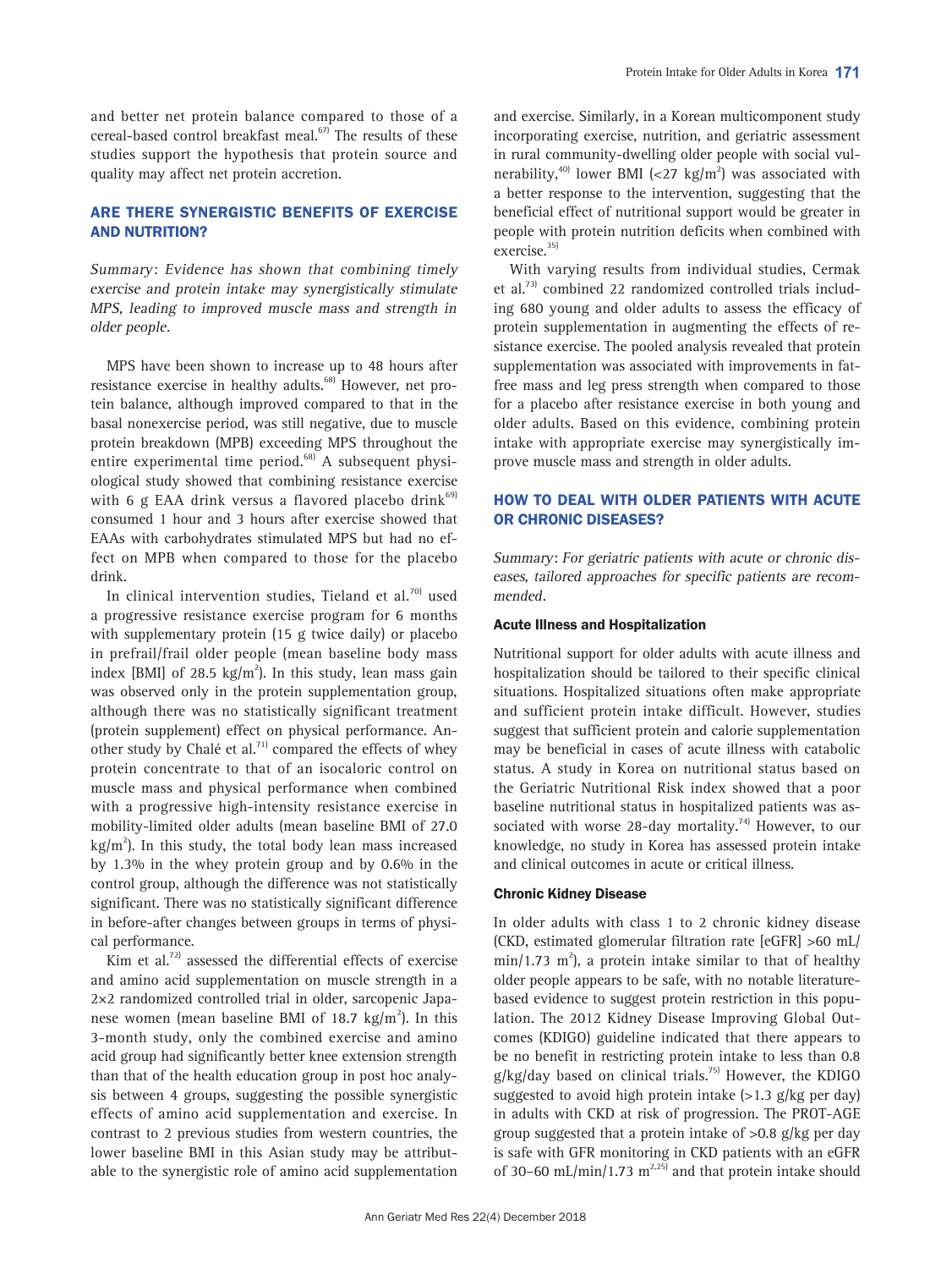and better net protein balance compared to those of a cereal-based control breakfast meal.[67] The results of these studies support the hypothesis that protein source and quality may affect net protein accretion.

## ARE THERE SYNERGISTIC BENEFITS OF EXERCISE AND NUTRITION?

*Summary: Evidence has shown that combining timely exercise and protein intake may synergistically stimulate MPS, leading to improved muscle mass and strength in older people.*

MPS have been shown to increase up to 48 hours after resistance exercise in healthy adults.[68] However, net protein balance, although improved compared to that in the basal nonexercise period, was still negative, due to muscle protein breakdown (MPB) exceeding MPS throughout the entire experimental time period.[68] A subsequent physiological study showed that combining resistance exercise with 6 g EAA drink versus a flavored placebo drink[69] consumed 1 hour and 3 hours after exercise showed that EAAs with carbohydrates stimulated MPS but had no effect on MPB when compared to those for the placebo drink.

In clinical intervention studies, Tieland et al.[70] used a progressive resistance exercise program for 6 months with supplementary protein (15 g twice daily) or placebo in prefrail/frail older people (mean baseline body mass index [BMI] of 28.5 kg/m$^2$). In this study, lean mass gain was observed only in the protein supplementation group, although there was no statistically significant treatment (protein supplement) effect on physical performance. Another study by Chalé et al.[71] compared the effects of whey protein concentrate to that of an isocaloric control on muscle mass and physical performance when combined with a progressive high-intensity resistance exercise in mobility-limited older adults (mean baseline BMI of 27.0 kg/m$^2$). In this study, the total body lean mass increased by 1.3% in the whey protein group and by 0.6% in the control group, although the difference was not statistically significant. There was no statistically significant difference in before-after changes between groups in terms of physical performance.

Kim et al.[72] assessed the differential effects of exercise and amino acid supplementation on muscle strength in a 2×2 randomized controlled trial in older, sarcopenic Japanese women (mean baseline BMI of 18.7 kg/m$^2$). In this 3-month study, only the combined exercise and amino acid group had significantly better knee extension strength than that of the health education group in post hoc analysis between 4 groups, suggesting the possible synergistic effects of amino acid supplementation and exercise. In contrast to 2 previous studies from western countries, the lower baseline BMI in this Asian study may be attributable to the synergistic role of amino acid supplementation and exercise. Similarly, in a Korean multicomponent study incorporating exercise, nutrition, and geriatric assessment in rural community-dwelling older people with social vulnerability,[40] lower BMI (<27 kg/m$^2$) was associated with a better response to the intervention, suggesting that the beneficial effect of nutritional support would be greater in people with protein nutrition deficits when combined with exercise.[35]

With varying results from individual studies, Cermak et al.[73] combined 22 randomized controlled trials including 680 young and older adults to assess the efficacy of protein supplementation in augmenting the effects of resistance exercise. The pooled analysis revealed that protein supplementation was associated with improvements in fat-free mass and leg press strength when compared to those for a placebo after resistance exercise in both young and older adults. Based on this evidence, combining protein intake with appropriate exercise may synergistically improve muscle mass and strength in older adults.

## HOW TO DEAL WITH OLDER PATIENTS WITH ACUTE OR CHRONIC DISEASES?

*Summary: For geriatric patients with acute or chronic diseases, tailored approaches for specific patients are recommended.*

### Acute Illness and Hospitalization

Nutritional support for older adults with acute illness and hospitalization should be tailored to their specific clinical situations. Hospitalized situations often make appropriate and sufficient protein intake difficult. However, studies suggest that sufficient protein and calorie supplementation may be beneficial in cases of acute illness with catabolic status. A study in Korea on nutritional status based on the Geriatric Nutritional Risk index showed that a poor baseline nutritional status in hospitalized patients was associated with worse 28-day mortality.[74] However, to our knowledge, no study in Korea has assessed protein intake and clinical outcomes in acute or critical illness.

### Chronic Kidney Disease

In older adults with class 1 to 2 chronic kidney disease (CKD, estimated glomerular filtration rate [eGFR] >60 mL/min/1.73 m$^2$), a protein intake similar to that of healthy older people appears to be safe, with no notable literature-based evidence to suggest protein restriction in this population. The 2012 Kidney Disease Improving Global Outcomes (KDIGO) guideline indicated that there appears to be no benefit in restricting protein intake to less than 0.8 g/kg/day based on clinical trials.[75] However, the KDIGO suggested to avoid high protein intake (>1.3 g/kg per day) in adults with CKD at risk of progression. The PROT-AGE group suggested that a protein intake of >0.8 g/kg per day is safe with GFR monitoring in CKD patients with an eGFR of 30–60 mL/min/1.73 m$^2$[2,25] and that protein intake should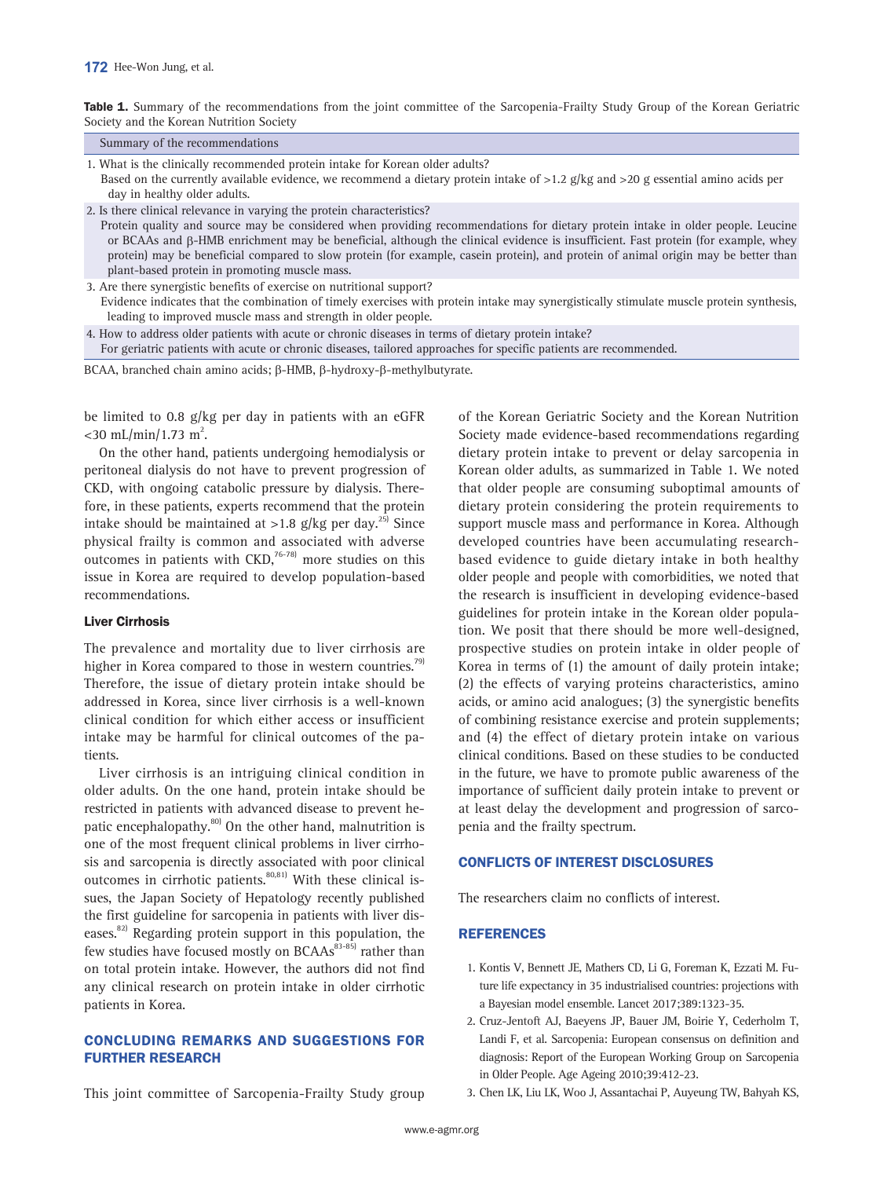**Table 1.** Summary of the recommendations from the joint committee of the Sarcopenia-Frailty Study Group of the Korean Geriatric Society and the Korean Nutrition Society

| Summary of the recommendations |
| --- |
| 1. What is the clinically recommended protein intake for Korean older adults? Based on the currently available evidence, we recommend a dietary protein intake of >1.2 g/kg and >20 g essential amino acids per day in healthy older adults. |
| 2. Is there clinical relevance in varying the protein characteristics? Protein quality and source may be considered when providing recommendations for dietary protein intake in older people. Leucine or BCAAs and β-HMB enrichment may be beneficial, although the clinical evidence is insufficient. Fast protein (for example, whey protein) may be beneficial compared to slow protein (for example, casein protein), and protein of animal origin may be better than plant-based protein in promoting muscle mass. |
| 3. Are there synergistic benefits of exercise on nutritional support? Evidence indicates that the combination of timely exercises with protein intake may synergistically stimulate muscle protein synthesis, leading to improved muscle mass and strength in older people. |
| 4. How to address older patients with acute or chronic diseases in terms of dietary protein intake? For geriatric patients with acute or chronic diseases, tailored approaches for specific patients are recommended. |

BCAA, branched chain amino acids; β-HMB, β-hydroxy-β-methylbutyrate.

be limited to 0.8 g/kg per day in patients with an eGFR <30 mL/min/1.73 $m^2$.

On the other hand, patients undergoing hemodialysis or peritoneal dialysis do not have to prevent progression of CKD, with ongoing catabolic pressure by dialysis. Therefore, in these patients, experts recommend that the protein intake should be maintained at >1.8 g/kg per day.[25] Since physical frailty is common and associated with adverse outcomes in patients with CKD,[76-78] more studies on this issue in Korea are required to develop population-based recommendations.

### Liver Cirrhosis

The prevalence and mortality due to liver cirrhosis are higher in Korea compared to those in western countries.[79] Therefore, the issue of dietary protein intake should be addressed in Korea, since liver cirrhosis is a well-known clinical condition for which either access or insufficient intake may be harmful for clinical outcomes of the patients.

Liver cirrhosis is an intriguing clinical condition in older adults. On the one hand, protein intake should be restricted in patients with advanced disease to prevent hepatic encephalopathy.[80] On the other hand, malnutrition is one of the most frequent clinical problems in liver cirrhosis and sarcopenia is directly associated with poor clinical outcomes in cirrhotic patients.[80,81] With these clinical issues, the Japan Society of Hepatology recently published the first guideline for sarcopenia in patients with liver diseases.[82] Regarding protein support in this population, the few studies have focused mostly on BCAAs[83-85] rather than on total protein intake. However, the authors did not find any clinical research on protein intake in older cirrhotic patients in Korea.

## CONCLUDING REMARKS AND SUGGESTIONS FOR FURTHER RESEARCH

This joint committee of Sarcopenia-Frailty Study group of the Korean Geriatric Society and the Korean Nutrition Society made evidence-based recommendations regarding dietary protein intake to prevent or delay sarcopenia in Korean older adults, as summarized in Table 1. We noted that older people are consuming suboptimal amounts of dietary protein considering the protein requirements to support muscle mass and performance in Korea. Although developed countries have been accumulating research-based evidence to guide dietary intake in both healthy older people and people with comorbidities, we noted that the research is insufficient in developing evidence-based guidelines for protein intake in the Korean older population. We posit that there should be more well-designed, prospective studies on protein intake in older people of Korea in terms of (1) the amount of daily protein intake; (2) the effects of varying proteins characteristics, amino acids, or amino acid analogues; (3) the synergistic benefits of combining resistance exercise and protein supplements; and (4) the effect of dietary protein intake on various clinical conditions. Based on these studies to be conducted in the future, we have to promote public awareness of the importance of sufficient daily protein intake to prevent or at least delay the development and progression of sarcopenia and the frailty spectrum.

## CONFLICTS OF INTEREST DISCLOSURES

The researchers claim no conflicts of interest.

## REFERENCES

1. Kontis V, Bennett JE, Mathers CD, Li G, Foreman K, Ezzati M. Future life expectancy in 35 industrialised countries: projections with a Bayesian model ensemble. Lancet 2017;389:1323-35.
2. Cruz-Jentoft AJ, Baeyens JP, Bauer JM, Boirie Y, Cederholm T, Landi F, et al. Sarcopenia: European consensus on definition and diagnosis: Report of the European Working Group on Sarcopenia in Older People. Age Ageing 2010;39:412-23.
3. Chen LK, Liu LK, Woo J, Assantachai P, Auyeung TW, Bahyah KS,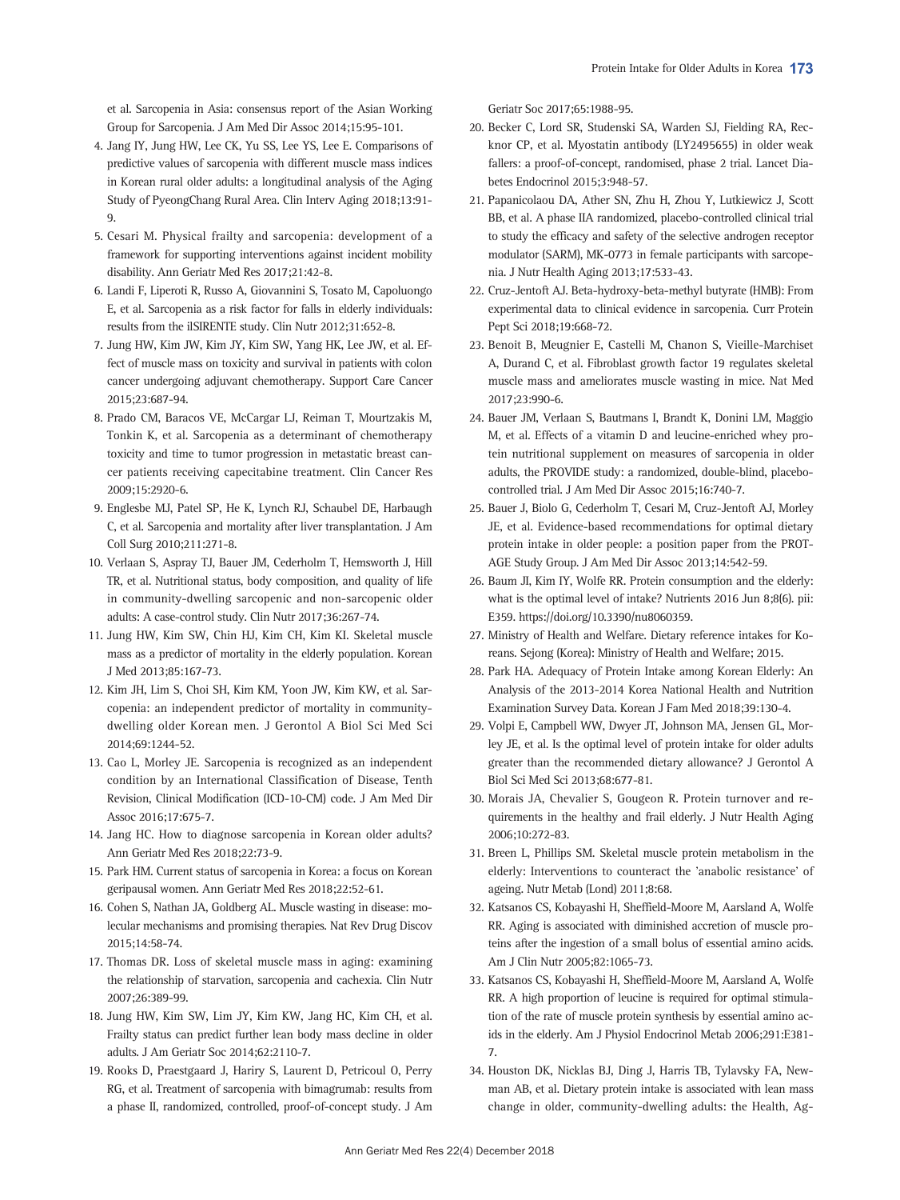et al. Sarcopenia in Asia: consensus report of the Asian Working Group for Sarcopenia. J Am Med Dir Assoc 2014;15:95-101.

4. Jang IY, Jung HW, Lee CK, Yu SS, Lee YS, Lee E. Comparisons of predictive values of sarcopenia with different muscle mass indices in Korean rural older adults: a longitudinal analysis of the Aging Study of PyeongChang Rural Area. Clin Interv Aging 2018;13:91-9.
5. Cesari M. Physical frailty and sarcopenia: development of a framework for supporting interventions against incident mobility disability. Ann Geriatr Med Res 2017;21:42-8.
6. Landi F, Liperoti R, Russo A, Giovannini S, Tosato M, Capoluongo E, et al. Sarcopenia as a risk factor for falls in elderly individuals: results from the ilSIRENTE study. Clin Nutr 2012;31:652-8.
7. Jung HW, Kim JW, Kim JY, Kim SW, Yang HK, Lee JW, et al. Effect of muscle mass on toxicity and survival in patients with colon cancer undergoing adjuvant chemotherapy. Support Care Cancer 2015;23:687-94.
8. Prado CM, Baracos VE, McCargar LJ, Reiman T, Mourtzakis M, Tonkin K, et al. Sarcopenia as a determinant of chemotherapy toxicity and time to tumor progression in metastatic breast cancer patients receiving capecitabine treatment. Clin Cancer Res 2009;15:2920-6.
9. Englesbe MJ, Patel SP, He K, Lynch RJ, Schaubel DE, Harbaugh C, et al. Sarcopenia and mortality after liver transplantation. J Am Coll Surg 2010;211:271-8.
10. Verlaan S, Aspray TJ, Bauer JM, Cederholm T, Hemsworth J, Hill TR, et al. Nutritional status, body composition, and quality of life in community-dwelling sarcopenic and non-sarcopenic older adults: A case-control study. Clin Nutr 2017;36:267-74.
11. Jung HW, Kim SW, Chin HJ, Kim CH, Kim KI. Skeletal muscle mass as a predictor of mortality in the elderly population. Korean J Med 2013;85:167-73.
12. Kim JH, Lim S, Choi SH, Kim KM, Yoon JW, Kim KW, et al. Sarcopenia: an independent predictor of mortality in community-dwelling older Korean men. J Gerontol A Biol Sci Med Sci 2014;69:1244-52.
13. Cao L, Morley JE. Sarcopenia is recognized as an independent condition by an International Classification of Disease, Tenth Revision, Clinical Modification (ICD-10-CM) code. J Am Med Dir Assoc 2016;17:675-7.
14. Jang HC. How to diagnose sarcopenia in Korean older adults? Ann Geriatr Med Res 2018;22:73-9.
15. Park HM. Current status of sarcopenia in Korea: a focus on Korean geripausal women. Ann Geriatr Med Res 2018;22:52-61.
16. Cohen S, Nathan JA, Goldberg AL. Muscle wasting in disease: molecular mechanisms and promising therapies. Nat Rev Drug Discov 2015;14:58-74.
17. Thomas DR. Loss of skeletal muscle mass in aging: examining the relationship of starvation, sarcopenia and cachexia. Clin Nutr 2007;26:389-99.
18. Jung HW, Kim SW, Lim JY, Kim KW, Jang HC, Kim CH, et al. Frailty status can predict further lean body mass decline in older adults. J Am Geriatr Soc 2014;62:2110-7.
19. Rooks D, Praestgaard J, Hariry S, Laurent D, Petricoul O, Perry RG, et al. Treatment of sarcopenia with bimagrumab: results from a phase II, randomized, controlled, proof-of-concept study. J Am Geriatr Soc 2017;65:1988-95.
20. Becker C, Lord SR, Studenski SA, Warden SJ, Fielding RA, Recknor CP, et al. Myostatin antibody (LY2495655) in older weak fallers: a proof-of-concept, randomised, phase 2 trial. Lancet Diabetes Endocrinol 2015;3:948-57.
21. Papanicolaou DA, Ather SN, Zhu H, Zhou Y, Lutkiewicz J, Scott BB, et al. A phase IIA randomized, placebo-controlled clinical trial to study the efficacy and safety of the selective androgen receptor modulator (SARM), MK-0773 in female participants with sarcopenia. J Nutr Health Aging 2013;17:533-43.
22. Cruz-Jentoft AJ. Beta-hydroxy-beta-methyl butyrate (HMB): From experimental data to clinical evidence in sarcopenia. Curr Protein Pept Sci 2018;19:668-72.
23. Benoit B, Meugnier E, Castelli M, Chanon S, Vieille-Marchiset A, Durand C, et al. Fibroblast growth factor 19 regulates skeletal muscle mass and ameliorates muscle wasting in mice. Nat Med 2017;23:990-6.
24. Bauer JM, Verlaan S, Bautmans I, Brandt K, Donini LM, Maggio M, et al. Effects of a vitamin D and leucine-enriched whey protein nutritional supplement on measures of sarcopenia in older adults, the PROVIDE study: a randomized, double-blind, placebo-controlled trial. J Am Med Dir Assoc 2015;16:740-7.
25. Bauer J, Biolo G, Cederholm T, Cesari M, Cruz-Jentoft AJ, Morley JE, et al. Evidence-based recommendations for optimal dietary protein intake in older people: a position paper from the PROT-AGE Study Group. J Am Med Dir Assoc 2013;14:542-59.
26. Baum JI, Kim IY, Wolfe RR. Protein consumption and the elderly: what is the optimal level of intake? Nutrients 2016 Jun 8;8(6). pii: E359. https://doi.org/10.3390/nu8060359.
27. Ministry of Health and Welfare. Dietary reference intakes for Koreans. Sejong (Korea): Ministry of Health and Welfare; 2015.
28. Park HA. Adequacy of Protein Intake among Korean Elderly: An Analysis of the 2013-2014 Korea National Health and Nutrition Examination Survey Data. Korean J Fam Med 2018;39:130-4.
29. Volpi E, Campbell WW, Dwyer JT, Johnson MA, Jensen GL, Morley JE, et al. Is the optimal level of protein intake for older adults greater than the recommended dietary allowance? J Gerontol A Biol Sci Med Sci 2013;68:677-81.
30. Morais JA, Chevalier S, Gougeon R. Protein turnover and requirements in the healthy and frail elderly. J Nutr Health Aging 2006;10:272-83.
31. Breen L, Phillips SM. Skeletal muscle protein metabolism in the elderly: Interventions to counteract the 'anabolic resistance' of ageing. Nutr Metab (Lond) 2011;8:68.
32. Katsanos CS, Kobayashi H, Sheffield-Moore M, Aarsland A, Wolfe RR. Aging is associated with diminished accretion of muscle proteins after the ingestion of a small bolus of essential amino acids. Am J Clin Nutr 2005;82:1065-73.
33. Katsanos CS, Kobayashi H, Sheffield-Moore M, Aarsland A, Wolfe RR. A high proportion of leucine is required for optimal stimulation of the rate of muscle protein synthesis by essential amino acids in the elderly. Am J Physiol Endocrinol Metab 2006;291:E381-7.
34. Houston DK, Nicklas BJ, Ding J, Harris TB, Tylavsky FA, Newman AB, et al. Dietary protein intake is associated with lean mass change in older, community-dwelling adults: the Health, Ag-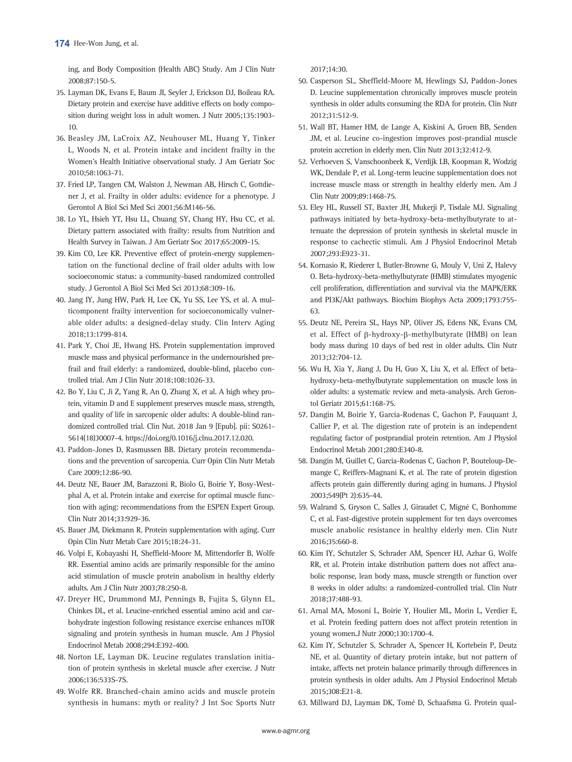ing, and Body Composition (Health ABC) Study. Am J Clin Nutr 2008;87:150-5.

35. Layman DK, Evans E, Baum JI, Seyler J, Erickson DJ, Boileau RA. Dietary protein and exercise have additive effects on body composition during weight loss in adult women. J Nutr 2005;135:1903-10.
36. Beasley JM, LaCroix AZ, Neuhouser ML, Huang Y, Tinker L, Woods N, et al. Protein intake and incident frailty in the Women's Health Initiative observational study. J Am Geriatr Soc 2010;58:1063-71.
37. Fried LP, Tangen CM, Walston J, Newman AB, Hirsch C, Gottdiener J, et al. Frailty in older adults: evidence for a phenotype. J Gerontol A Biol Sci Med Sci 2001;56:M146-56.
38. Lo YL, Hsieh YT, Hsu LL, Chuang SY, Chang HY, Hsu CC, et al. Dietary pattern associated with frailty: results from Nutrition and Health Survey in Taiwan. J Am Geriatr Soc 2017;65:2009-15.
39. Kim CO, Lee KR. Preventive effect of protein-energy supplementation on the functional decline of frail older adults with low socioeconomic status: a community-based randomized controlled study. J Gerontol A Biol Sci Med Sci 2013;68:309-16.
40. Jang IY, Jung HW, Park H, Lee CK, Yu SS, Lee YS, et al. A multicomponent frailty intervention for socioeconomically vulnerable older adults: a designed-delay study. Clin Interv Aging 2018;13:1799-814.
41. Park Y, Choi JE, Hwang HS. Protein supplementation improved muscle mass and physical performance in the undernourished prefrail and frail elderly: a randomized, double-blind, placebo controlled trial. Am J Clin Nutr 2018;108:1026-33.
42. Bo Y, Liu C, Ji Z, Yang R, An Q, Zhang X, et al. A high whey protein, vitamin D and E supplement preserves muscle mass, strength, and quality of life in sarcopenic older adults: A double-blind randomized controlled trial. Clin Nut. 2018 Jan 9 [Epub]. pii: S0261-5614(18)30007-4. https://doi.org/0.1016/j.clnu.2017.12.020.
43. Paddon-Jones D, Rasmussen BB. Dietary protein recommendations and the prevention of sarcopenia. Curr Opin Clin Nutr Metab Care 2009;12:86-90.
44. Deutz NE, Bauer JM, Barazzoni R, Biolo G, Boirie Y, Bosy-Westphal A, et al. Protein intake and exercise for optimal muscle function with aging: recommendations from the ESPEN Expert Group. Clin Nutr 2014;33:929-36.
45. Bauer JM, Diekmann R. Protein supplementation with aging. Curr Opin Clin Nutr Metab Care 2015;18:24-31.
46. Volpi E, Kobayashi H, Sheffield-Moore M, Mittendorfer B, Wolfe RR. Essential amino acids are primarily responsible for the amino acid stimulation of muscle protein anabolism in healthy elderly adults. Am J Clin Nutr 2003;78:250-8.
47. Dreyer HC, Drummond MJ, Pennings B, Fujita S, Glynn EL, Chinkes DL, et al. Leucine-enriched essential amino acid and carbohydrate ingestion following resistance exercise enhances mTOR signaling and protein synthesis in human muscle. Am J Physiol Endocrinol Metab 2008;294:E392-400.
48. Norton LE, Layman DK. Leucine regulates translation initiation of protein synthesis in skeletal muscle after exercise. J Nutr 2006;136:533S-7S.
49. Wolfe RR. Branched-chain amino acids and muscle protein synthesis in humans: myth or reality? J Int Soc Sports Nutr 2017;14:30.
50. Casperson SL, Sheffield-Moore M, Hewlings SJ, Paddon-Jones D. Leucine supplementation chronically improves muscle protein synthesis in older adults consuming the RDA for protein. Clin Nutr 2012;31:512-9.
51. Wall BT, Hamer HM, de Lange A, Kiskini A, Groen BB, Senden JM, et al. Leucine co-ingestion improves post-prandial muscle protein accretion in elderly men. Clin Nutr 2013;32:412-9.
52. Verhoeven S, Vanschoonbeek K, Verdijk LB, Koopman R, Wodzig WK, Dendale P, et al. Long-term leucine supplementation does not increase muscle mass or strength in healthy elderly men. Am J Clin Nutr 2009;89:1468-75.
53. Eley HL, Russell ST, Baxter JH, Mukerji P, Tisdale MJ. Signaling pathways initiated by beta-hydroxy-beta-methylbutyrate to attenuate the depression of protein synthesis in skeletal muscle in response to cachectic stimuli. Am J Physiol Endocrinol Metab 2007;293:E923-31.
54. Kornasio R, Riederer I, Butler-Browne G, Mouly V, Uni Z, Halevy O. Beta-hydroxy-beta-methylbutyrate (HMB) stimulates myogenic cell proliferation, differentiation and survival via the MAPK/ERK and PI3K/Akt pathways. Biochim Biophys Acta 2009;1793:755-63.
55. Deutz NE, Pereira SL, Hays NP, Oliver JS, Edens NK, Evans CM, et al. Effect of β-hydroxy-β-methylbutyrate (HMB) on lean body mass during 10 days of bed rest in older adults. Clin Nutr 2013;32:704-12.
56. Wu H, Xia Y, Jiang J, Du H, Guo X, Liu X, et al. Effect of beta-hydroxy-beta-methylbutyrate supplementation on muscle loss in older adults: a systematic review and meta-analysis. Arch Gerontol Geriatr 2015;61:168-75.
57. Dangin M, Boirie Y, Garcia-Rodenas C, Gachon P, Fauquant J, Callier P, et al. The digestion rate of protein is an independent regulating factor of postprandial protein retention. Am J Physiol Endocrinol Metab 2001;280:E340-8.
58. Dangin M, Guillet C, Garcia-Rodenas C, Gachon P, Bouteloup-Demange C, Reiffers-Magnani K, et al. The rate of protein digestion affects protein gain differently during aging in humans. J Physiol 2003;549(Pt 2):635-44.
59. Walrand S, Gryson C, Salles J, Giraudet C, Migné C, Bonhomme C, et al. Fast-digestive protein supplement for ten days overcomes muscle anabolic resistance in healthy elderly men. Clin Nutr 2016;35:660-8.
60. Kim IY, Schutzler S, Schrader AM, Spencer HJ, Azhar G, Wolfe RR, et al. Protein intake distribution pattern does not affect anabolic response, lean body mass, muscle strength or function over 8 weeks in older adults: a randomized-controlled trial. Clin Nutr 2018;37:488-93.
61. Arnal MA, Mosoni L, Boirie Y, Houlier ML, Morin L, Verdier E, et al. Protein feeding pattern does not affect protein retention in young women.J Nutr 2000;130:1700-4.
62. Kim IY, Schutzler S, Schrader A, Spencer H, Kortebein P, Deutz NE, et al. Quantity of dietary protein intake, but not pattern of intake, affects net protein balance primarily through differences in protein synthesis in older adults. Am J Physiol Endocrinol Metab 2015;308:E21-8.
63. Millward DJ, Layman DK, Tomé D, Schaafsma G. Protein qual-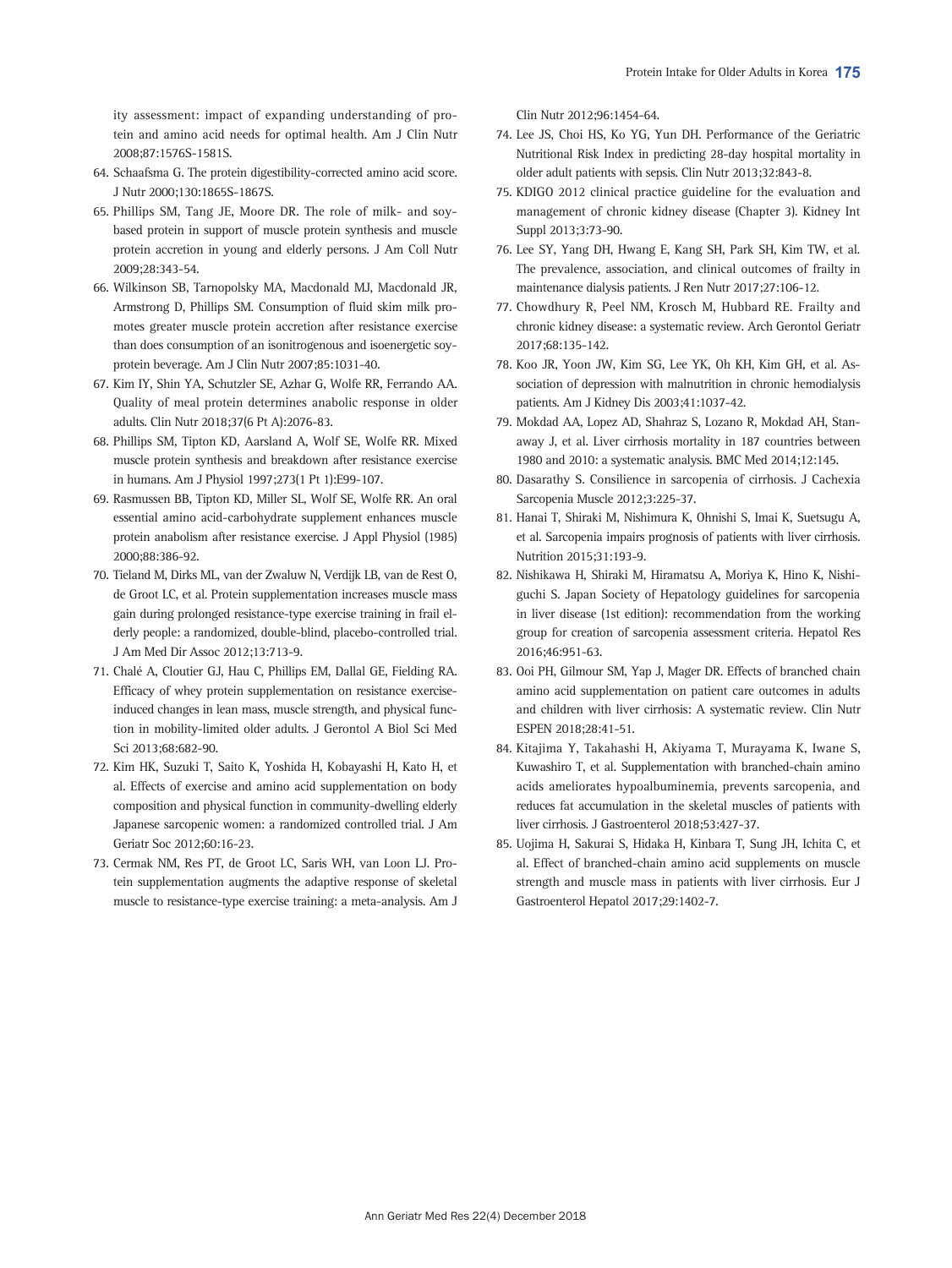ity assessment: impact of expanding understanding of protein and amino acid needs for optimal health. Am J Clin Nutr 2008;87:1576S-1581S.

64. Schaafsma G. The protein digestibility-corrected amino acid score. J Nutr 2000;130:1865S-1867S.
65. Phillips SM, Tang JE, Moore DR. The role of milk- and soy-based protein in support of muscle protein synthesis and muscle protein accretion in young and elderly persons. J Am Coll Nutr 2009;28:343-54.
66. Wilkinson SB, Tarnopolsky MA, Macdonald MJ, Macdonald JR, Armstrong D, Phillips SM. Consumption of fluid skim milk promotes greater muscle protein accretion after resistance exercise than does consumption of an isonitrogenous and isoenergetic soy-protein beverage. Am J Clin Nutr 2007;85:1031-40.
67. Kim IY, Shin YA, Schutzler SE, Azhar G, Wolfe RR, Ferrando AA. Quality of meal protein determines anabolic response in older adults. Clin Nutr 2018;37(6 Pt A):2076-83.
68. Phillips SM, Tipton KD, Aarsland A, Wolf SE, Wolfe RR. Mixed muscle protein synthesis and breakdown after resistance exercise in humans. Am J Physiol 1997;273(1 Pt 1):E99-107.
69. Rasmussen BB, Tipton KD, Miller SL, Wolf SE, Wolfe RR. An oral essential amino acid-carbohydrate supplement enhances muscle protein anabolism after resistance exercise. J Appl Physiol (1985) 2000;88:386-92.
70. Tieland M, Dirks ML, van der Zwaluw N, Verdijk LB, van de Rest O, de Groot LC, et al. Protein supplementation increases muscle mass gain during prolonged resistance-type exercise training in frail elderly people: a randomized, double-blind, placebo-controlled trial. J Am Med Dir Assoc 2012;13:713-9.
71. Chalé A, Cloutier GJ, Hau C, Phillips EM, Dallal GE, Fielding RA. Efficacy of whey protein supplementation on resistance exercise-induced changes in lean mass, muscle strength, and physical function in mobility-limited older adults. J Gerontol A Biol Sci Med Sci 2013;68:682-90.
72. Kim HK, Suzuki T, Saito K, Yoshida H, Kobayashi H, Kato H, et al. Effects of exercise and amino acid supplementation on body composition and physical function in community-dwelling elderly Japanese sarcopenic women: a randomized controlled trial. J Am Geriatr Soc 2012;60:16-23.
73. Cermak NM, Res PT, de Groot LC, Saris WH, van Loon LJ. Protein supplementation augments the adaptive response of skeletal muscle to resistance-type exercise training: a meta-analysis. Am J Clin Nutr 2012;96:1454-64.
74. Lee JS, Choi HS, Ko YG, Yun DH. Performance of the Geriatric Nutritional Risk Index in predicting 28-day hospital mortality in older adult patients with sepsis. Clin Nutr 2013;32:843-8.
75. KDIGO 2012 clinical practice guideline for the evaluation and management of chronic kidney disease (Chapter 3). Kidney Int Suppl 2013;3:73-90.
76. Lee SY, Yang DH, Hwang E, Kang SH, Park SH, Kim TW, et al. The prevalence, association, and clinical outcomes of frailty in maintenance dialysis patients. J Ren Nutr 2017;27:106-12.
77. Chowdhury R, Peel NM, Krosch M, Hubbard RE. Frailty and chronic kidney disease: a systematic review. Arch Gerontol Geriatr 2017;68:135-142.
78. Koo JR, Yoon JW, Kim SG, Lee YK, Oh KH, Kim GH, et al. Association of depression with malnutrition in chronic hemodialysis patients. Am J Kidney Dis 2003;41:1037-42.
79. Mokdad AA, Lopez AD, Shahraz S, Lozano R, Mokdad AH, Stanaway J, et al. Liver cirrhosis mortality in 187 countries between 1980 and 2010: a systematic analysis. BMC Med 2014;12:145.
80. Dasarathy S. Consilience in sarcopenia of cirrhosis. J Cachexia Sarcopenia Muscle 2012;3:225-37.
81. Hanai T, Shiraki M, Nishimura K, Ohnishi S, Imai K, Suetsugu A, et al. Sarcopenia impairs prognosis of patients with liver cirrhosis. Nutrition 2015;31:193-9.
82. Nishikawa H, Shiraki M, Hiramatsu A, Moriya K, Hino K, Nishiguchi S. Japan Society of Hepatology guidelines for sarcopenia in liver disease (1st edition): recommendation from the working group for creation of sarcopenia assessment criteria. Hepatol Res 2016;46:951-63.
83. Ooi PH, Gilmour SM, Yap J, Mager DR. Effects of branched chain amino acid supplementation on patient care outcomes in adults and children with liver cirrhosis: A systematic review. Clin Nutr ESPEN 2018;28:41-51.
84. Kitajima Y, Takahashi H, Akiyama T, Murayama K, Iwane S, Kuwashiro T, et al. Supplementation with branched-chain amino acids ameliorates hypoalbuminemia, prevents sarcopenia, and reduces fat accumulation in the skeletal muscles of patients with liver cirrhosis. J Gastroenterol 2018;53:427-37.
85. Uojima H, Sakurai S, Hidaka H, Kinbara T, Sung JH, Ichita C, et al. Effect of branched-chain amino acid supplements on muscle strength and muscle mass in patients with liver cirrhosis. Eur J Gastroenterol Hepatol 2017;29:1402-7.